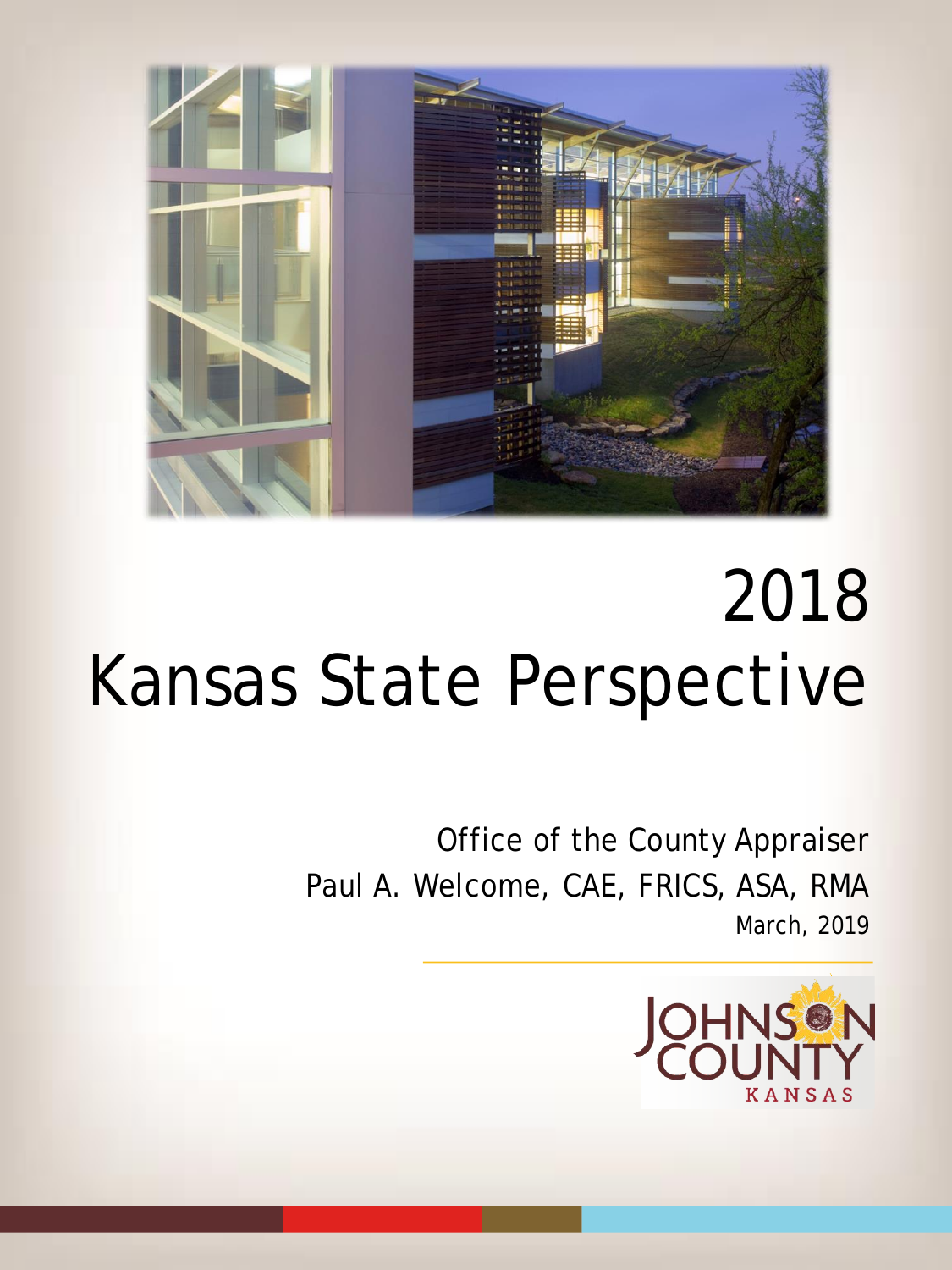# 2018 Kansas State Perspective

Office of the County Appraiser

Paul A. Welcome, CAE, FRICS, ASA, RMA

March, 2019

JOHNSON COUNTY KANSAS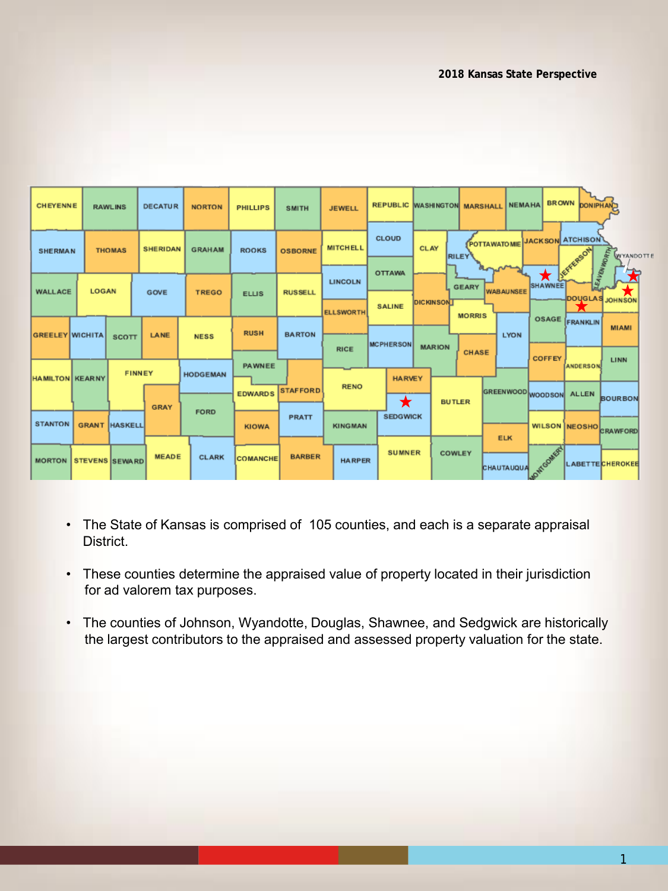**2018 Kansas State Perspective**

- The State of Kansas is comprised of 105 counties, and each is a separate appraisal District.
- These counties determine the appraised value of property located in their jurisdiction for ad valorem tax purposes.
- The counties of Johnson, Wyandotte, Douglas, Shawnee, and Sedgwick are historically the largest contributors to the appraised and assessed property valuation for the state.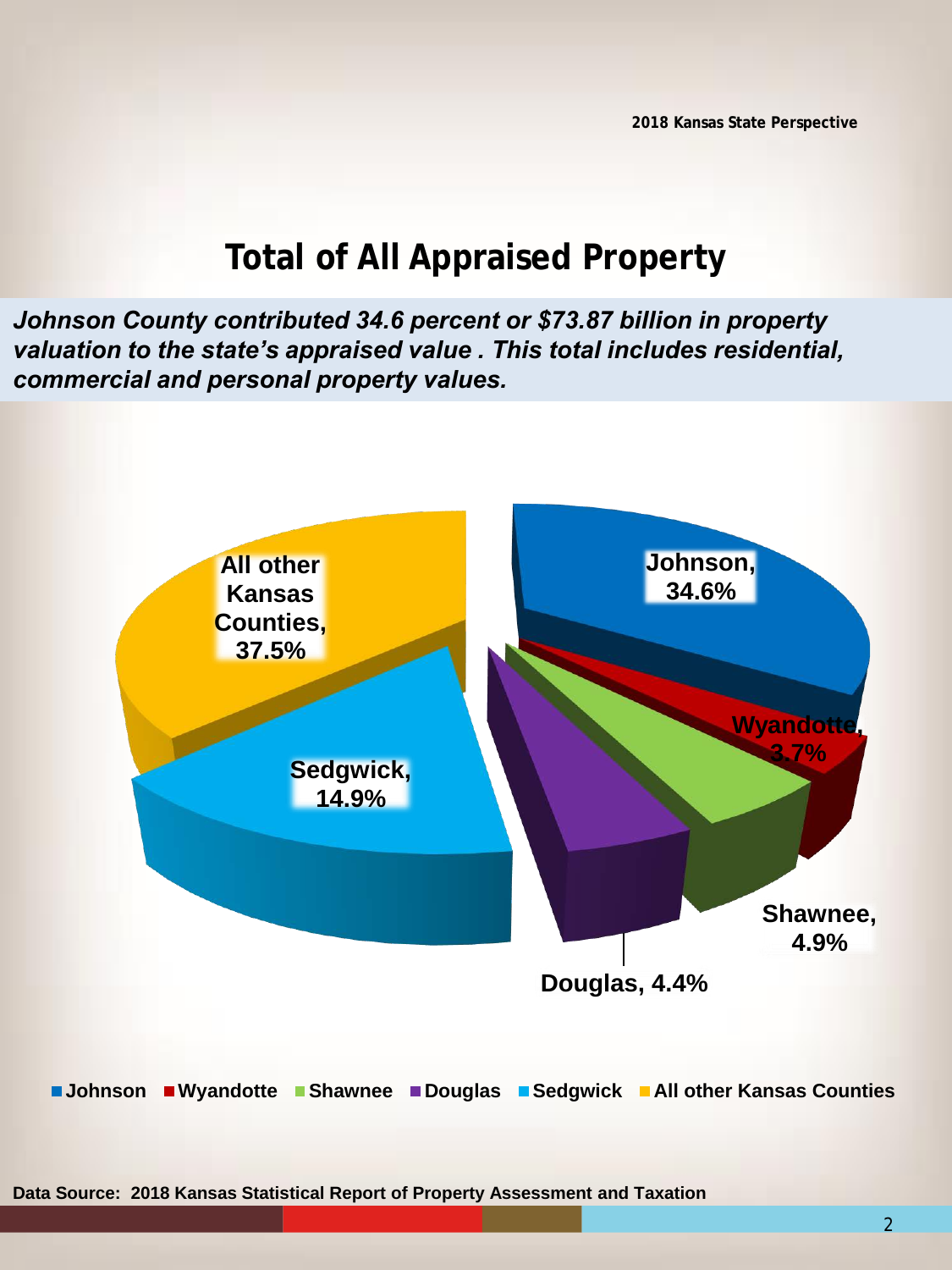# Total of All Appraised Property

***Johnson County contributed 34.6 percent or $73.87 billion in property valuation to the state's appraised value . This total includes residential, commercial and personal property values.***

Johnson, 34.6%
Wyandotte, 3.7%
Shawnee, 4.9%
Douglas, 4.4%
Sedgwick, 14.9%
All other Kansas Counties, 37.5%

■ Johnson ■ Wyandotte ■ Shawnee ■ Douglas ■ Sedgwick ■ All other Kansas Counties

**Data Source: 2018 Kansas Statistical Report of Property Assessment and Taxation**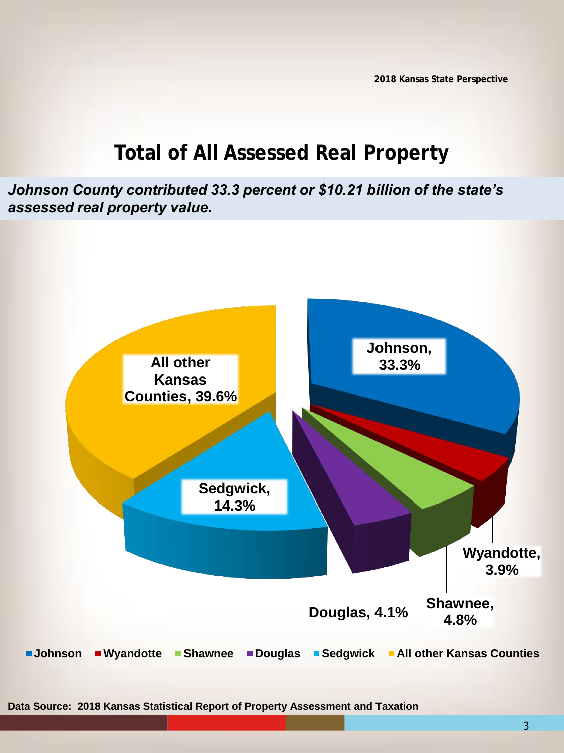# Total of All Assessed Real Property

***Johnson County contributed 33.3 percent or $10.21 billion of the state's assessed real property value.***

Johnson, 33.3%

Wyandotte, 3.9%

Shawnee, 4.8%

Douglas, 4.1%

Sedgwick, 14.3%

All other Kansas Counties, 39.6%

Johnson | Wyandotte | Shawnee | Douglas | Sedgwick | All other Kansas Counties

**Data Source: 2018 Kansas Statistical Report of Property Assessment and Taxation**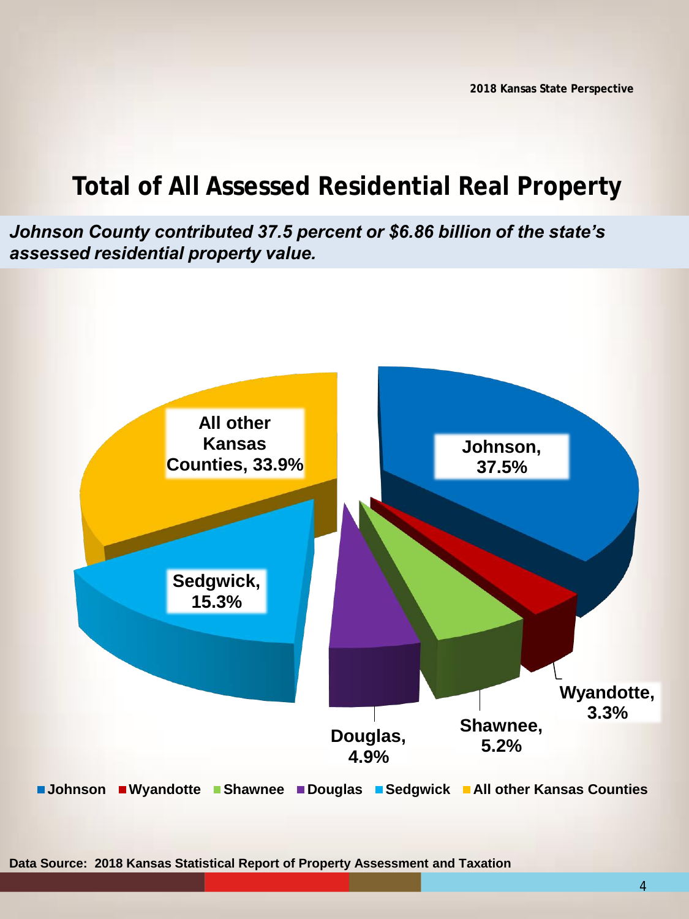# Total of All Assessed Residential Real Property

***Johnson County contributed 37.5 percent or $6.86 billion of the state's assessed residential property value.***

| County | Percent |
| --- | --- |
| Johnson | 37.5% |
| Wyandotte | 3.3% |
| Shawnee | 5.2% |
| Douglas | 4.9% |
| Sedgwick | 15.3% |
| All other Kansas Counties | 33.9% |

**Data Source: 2018 Kansas Statistical Report of Property Assessment and Taxation**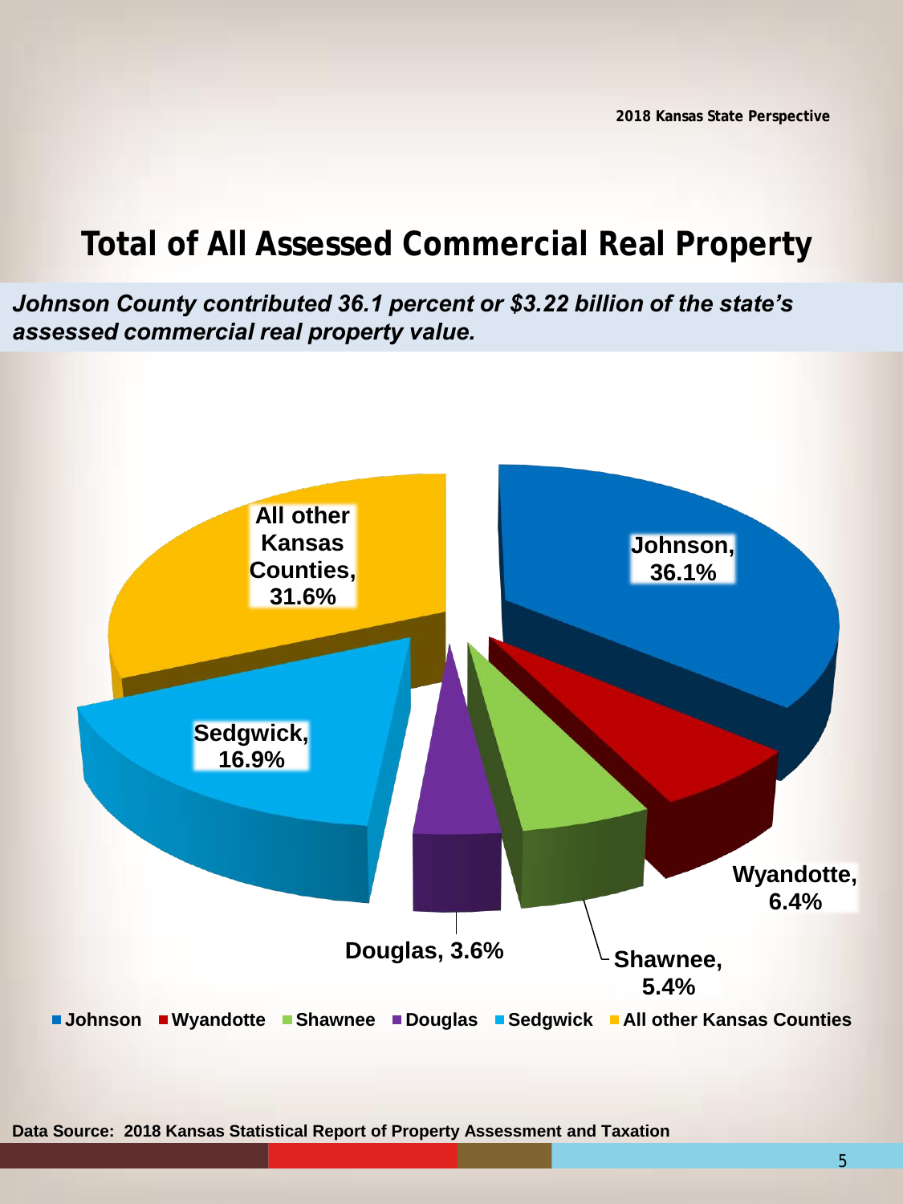# Total of All Assessed Commercial Real Property

***Johnson County contributed 36.1 percent or $3.22 billion of the state's assessed commercial real property value.***

| County | Percent |
|---|---|
| Johnson | 36.1% |
| Wyandotte | 6.4% |
| Shawnee | 5.4% |
| Douglas | 3.6% |
| Sedgwick | 16.9% |
| All other Kansas Counties | 31.6% |

**Data Source: 2018 Kansas Statistical Report of Property Assessment and Taxation**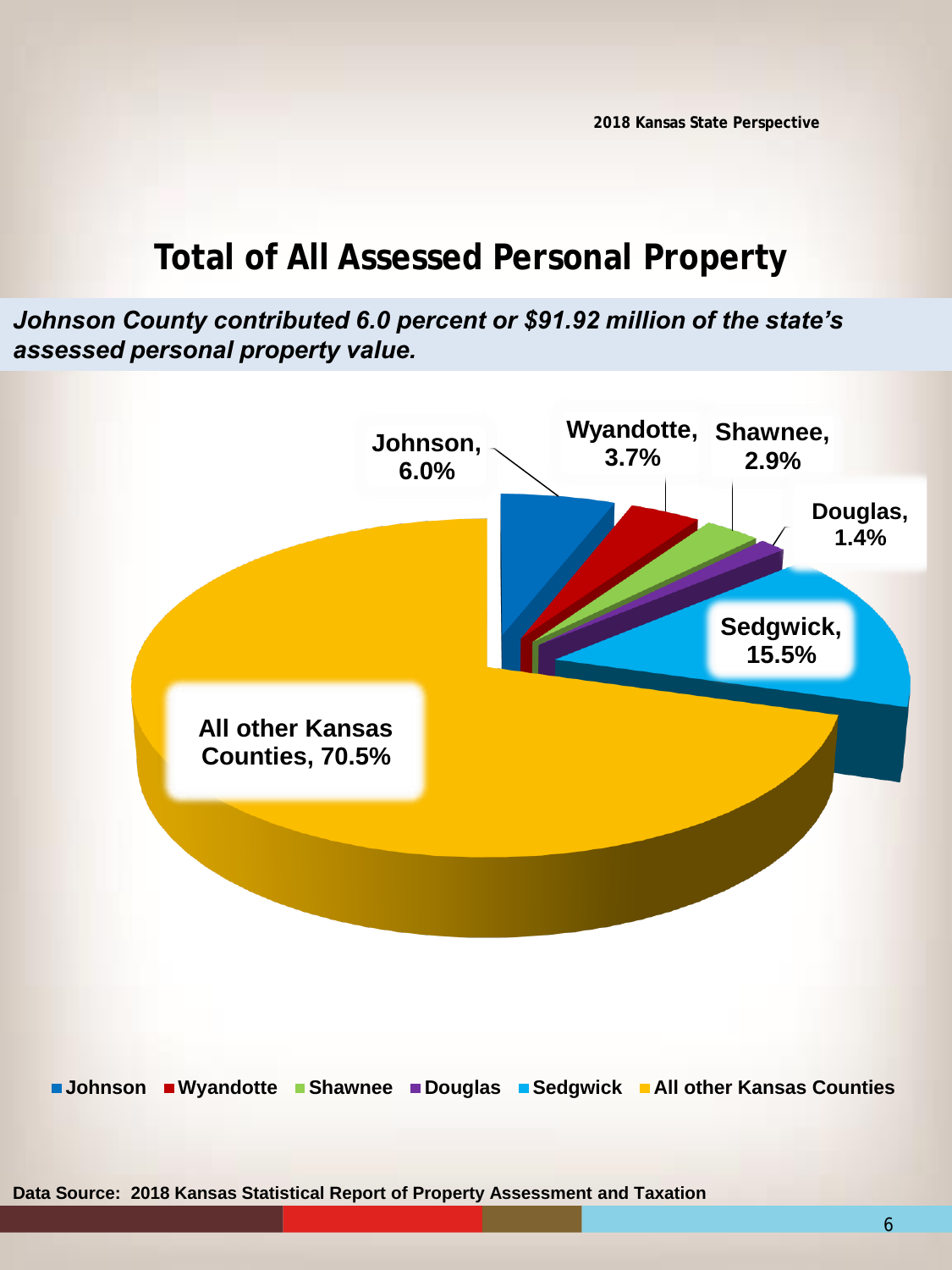# Total of All Assessed Personal Property

***Johnson County contributed 6.0 percent or $91.92 million of the state's assessed personal property value.***

Johnson, 6.0%

Wyandotte, 3.7%

Shawnee, 2.9%

Douglas, 1.4%

Sedgwick, 15.5%

All other Kansas Counties, 70.5%

■ Johnson ■ Wyandotte ■ Shawnee ■ Douglas ■ Sedgwick ■ All other Kansas Counties

**Data Source: 2018 Kansas Statistical Report of Property Assessment and Taxation**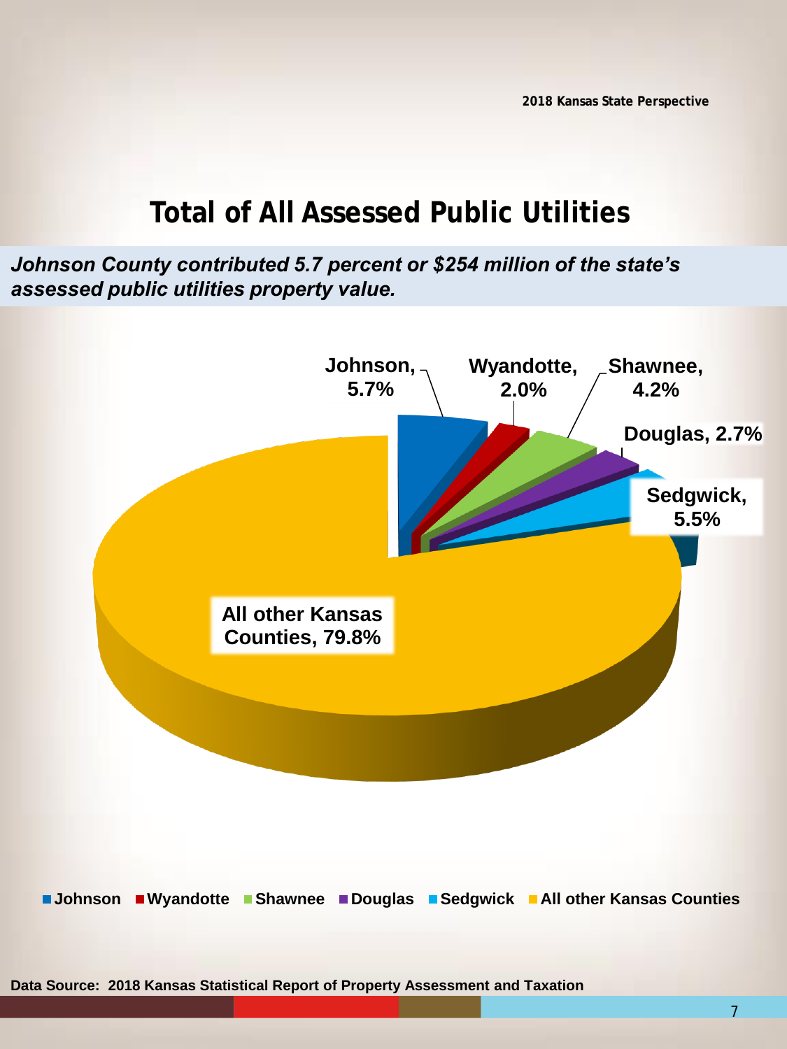# Total of All Assessed Public Utilities

***Johnson County contributed 5.7 percent or $254 million of the state's assessed public utilities property value.***

Johnson, 5.7%

Wyandotte, 2.0%

Shawnee, 4.2%

Douglas, 2.7%

Sedgwick, 5.5%

All other Kansas Counties, 79.8%

Johnson | Wyandotte | Shawnee | Douglas | Sedgwick | All other Kansas Counties

**Data Source: 2018 Kansas Statistical Report of Property Assessment and Taxation**